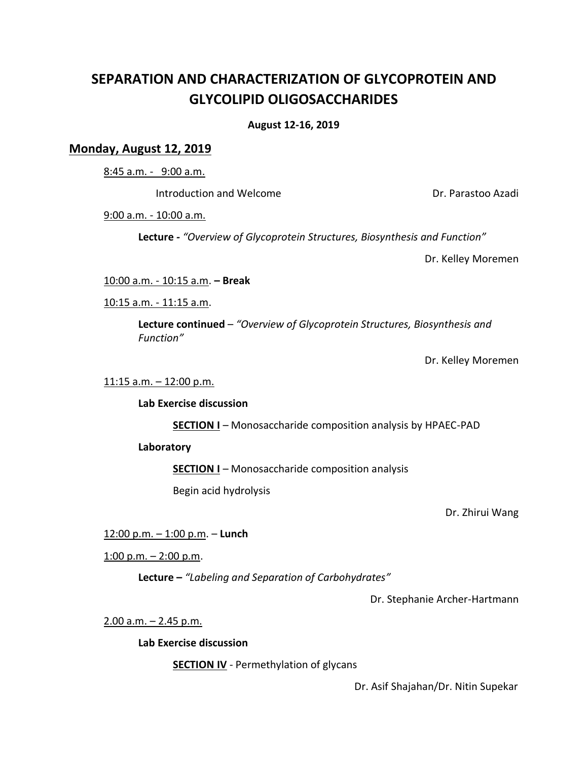# SEPARATION AND CHARACTERIZATION OF GLYCOPROTEIN AND GLYCOLIPID OLIGOSACCHARIDES

**August 12-16, 2019**

## Monday, August 12, 2019

8:45 a.m. - 9:00 a.m.

Introduction and Welcome — Dr. Parastoo Azadi

9:00 a.m. - 10:00 a.m.

**Lecture -** *"Overview of Glycoprotein Structures, Biosynthesis and Function"*

Dr. Kelley Moremen

10:00 a.m. - 10:15 a.m. **– Break**

10:15 a.m. - 11:15 a.m.

**Lecture continued** – *"Overview of Glycoprotein Structures, Biosynthesis and Function"*

Dr. Kelley Moremen

11:15 a.m. – 12:00 p.m.

**Lab Exercise discussion**

**SECTION I** – Monosaccharide composition analysis by HPAEC-PAD

**Laboratory**

**SECTION I** – Monosaccharide composition analysis

Begin acid hydrolysis

Dr. Zhirui Wang

12:00 p.m. – 1:00 p.m. – **Lunch**

1:00 p.m. – 2:00 p.m.

**Lecture –** *"Labeling and Separation of Carbohydrates"*

Dr. Stephanie Archer-Hartmann

2.00 a.m. – 2.45 p.m.

**Lab Exercise discussion**

**SECTION IV** - Permethylation of glycans

Dr. Asif Shajahan/Dr. Nitin Supekar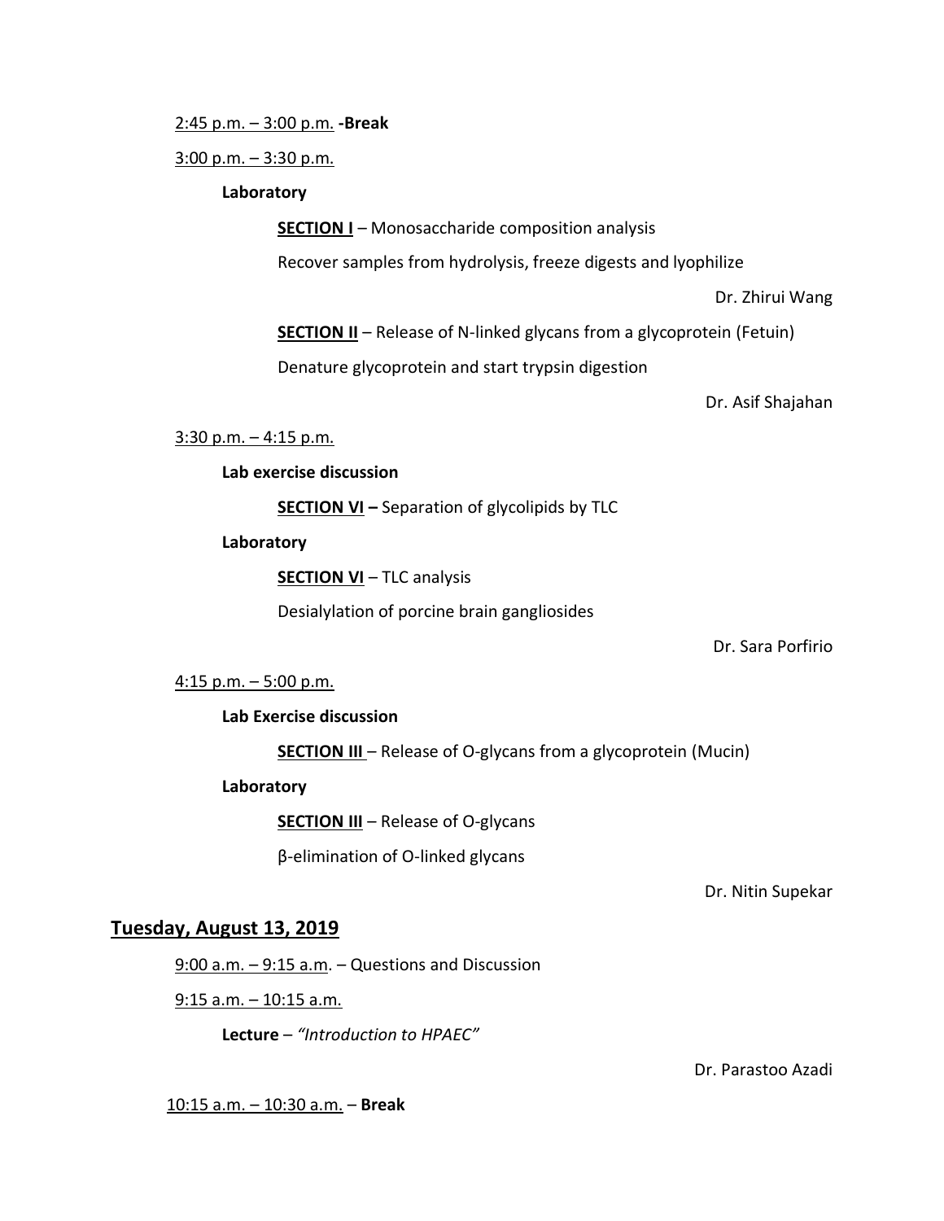2:45 p.m. – 3:00 p.m. **-Break**

3:00 p.m. – 3:30 p.m.

**Laboratory**

**SECTION I** – Monosaccharide composition analysis

Recover samples from hydrolysis, freeze digests and lyophilize

Dr. Zhirui Wang

**SECTION II** – Release of N-linked glycans from a glycoprotein (Fetuin)

Denature glycoprotein and start trypsin digestion

Dr. Asif Shajahan

3:30 p.m. – 4:15 p.m.

**Lab exercise discussion**

**SECTION VI –** Separation of glycolipids by TLC

**Laboratory**

**SECTION VI** – TLC analysis

Desialylation of porcine brain gangliosides

Dr. Sara Porfirio

4:15 p.m. – 5:00 p.m.

**Lab Exercise discussion**

**SECTION III** – Release of O-glycans from a glycoprotein (Mucin)

**Laboratory**

**SECTION III** – Release of O-glycans

β-elimination of O-linked glycans

Dr. Nitin Supekar

## Tuesday, August 13, 2019

9:00 a.m. – 9:15 a.m. – Questions and Discussion

9:15 a.m. – 10:15 a.m.

**Lecture** – *"Introduction to HPAEC"*

Dr. Parastoo Azadi

10:15 a.m. – 10:30 a.m. – **Break**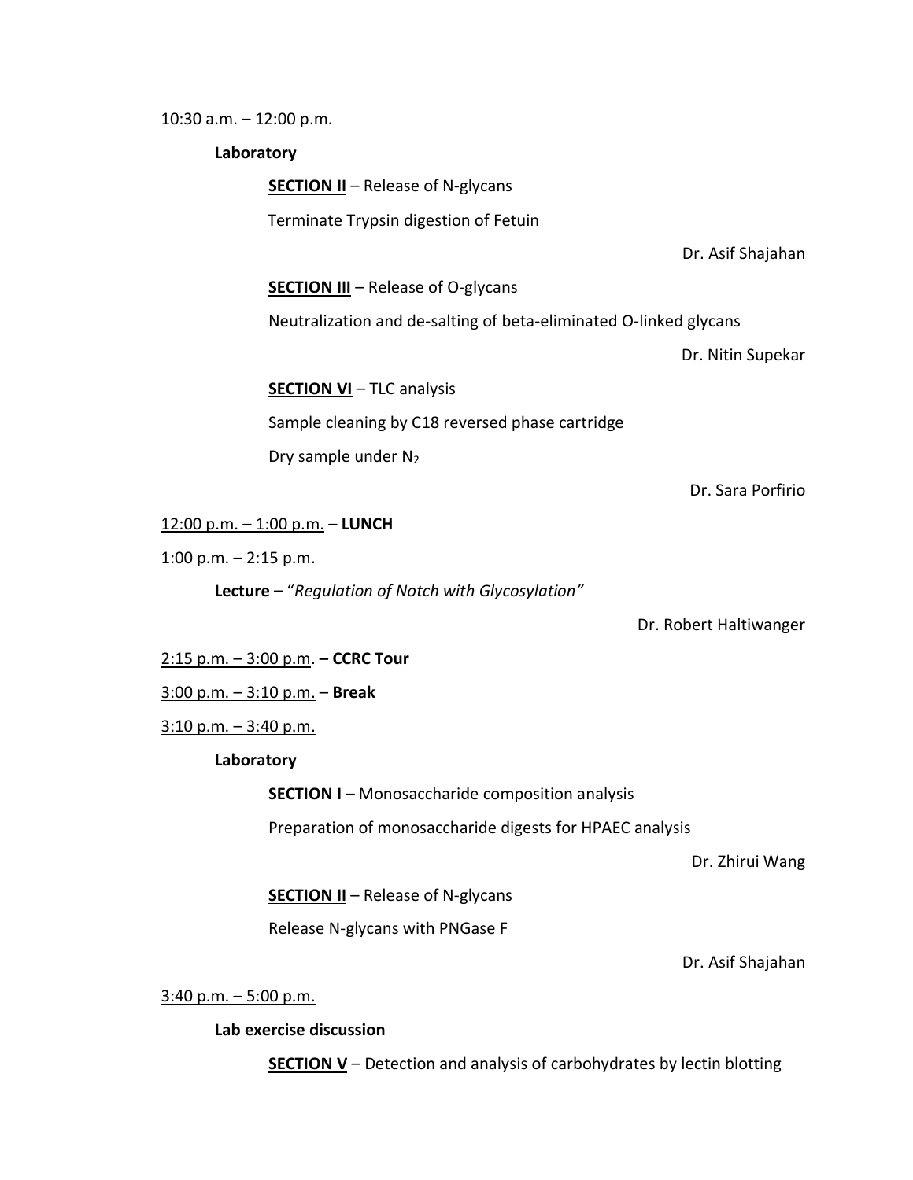<u>10:30 a.m. – 12:00 p.m</u>.

**Laboratory**

**<u>SECTION II</u>** – Release of N-glycans

Terminate Trypsin digestion of Fetuin

Dr. Asif Shajahan

**<u>SECTION III</u>** – Release of O-glycans

Neutralization and de-salting of beta-eliminated O-linked glycans

Dr. Nitin Supekar

**<u>SECTION VI</u>** – TLC analysis

Sample cleaning by C18 reversed phase cartridge

Dry sample under $N_2$

Dr. Sara Porfirio

<u>12:00 p.m. – 1:00 p.m.</u> – **LUNCH**

<u>1:00 p.m. – 2:15 p.m.</u>

**Lecture –** "*Regulation of Notch with Glycosylation"*

Dr. Robert Haltiwanger

<u>2:15 p.m. – 3:00 p.m</u>. **– CCRC Tour**

<u>3:00 p.m. – 3:10 p.m.</u> – **Break**

<u>3:10 p.m. – 3:40 p.m.</u>

**Laboratory**

**<u>SECTION I</u>** – Monosaccharide composition analysis

Preparation of monosaccharide digests for HPAEC analysis

Dr. Zhirui Wang

**<u>SECTION II</u>** – Release of N-glycans

Release N-glycans with PNGase F

Dr. Asif Shajahan

<u>3:40 p.m. – 5:00 p.m.</u>

**Lab exercise discussion**

**<u>SECTION V</u>** – Detection and analysis of carbohydrates by lectin blotting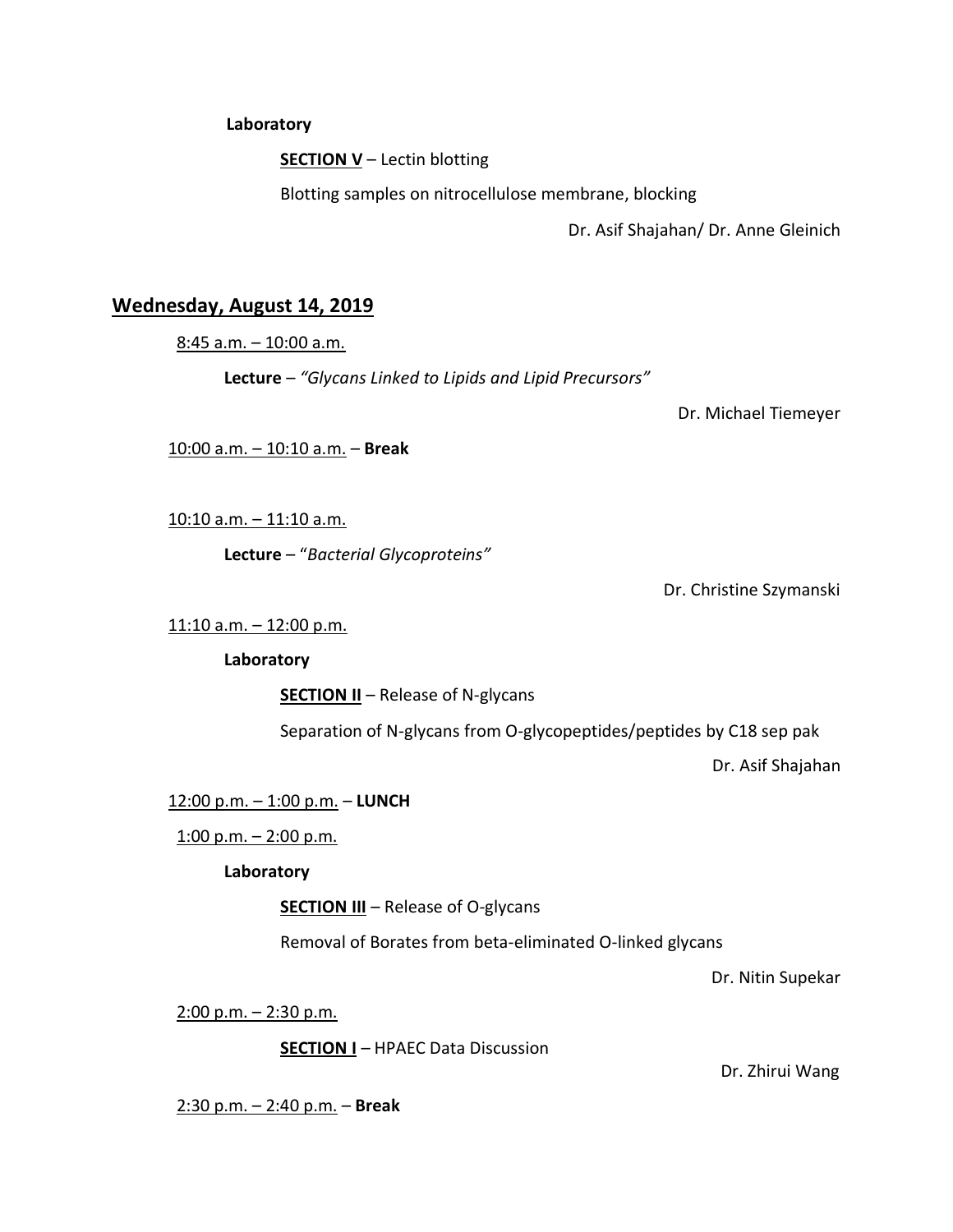**Laboratory**

<u>**SECTION V**</u> – Lectin blotting

Blotting samples on nitrocellulose membrane, blocking

Dr. Asif Shajahan/ Dr. Anne Gleinich

## <u>Wednesday, August 14, 2019</u>

<u>8:45 a.m. – 10:00 a.m.</u>

**Lecture** – *"Glycans Linked to Lipids and Lipid Precursors"*

Dr. Michael Tiemeyer

<u>10:00 a.m. – 10:10 a.m.</u> – **Break**

<u>10:10 a.m. – 11:10 a.m.</u>

**Lecture** – "*Bacterial Glycoproteins"*

Dr. Christine Szymanski

<u>11:10 a.m. – 12:00 p.m.</u>

**Laboratory**

<u>**SECTION II**</u> – Release of N-glycans

Separation of N-glycans from O-glycopeptides/peptides by C18 sep pak

Dr. Asif Shajahan

<u>12:00 p.m. – 1:00 p.m.</u> – **LUNCH**

<u>1:00 p.m. – 2:00 p.m.</u>

**Laboratory**

<u>**SECTION III**</u> – Release of O-glycans

Removal of Borates from beta-eliminated O-linked glycans

Dr. Nitin Supekar

<u>2:00 p.m. – 2:30 p.m.</u>

<u>**SECTION I**</u> – HPAEC Data Discussion

Dr. Zhirui Wang

<u>2:30 p.m. – 2:40 p.m.</u> – **Break**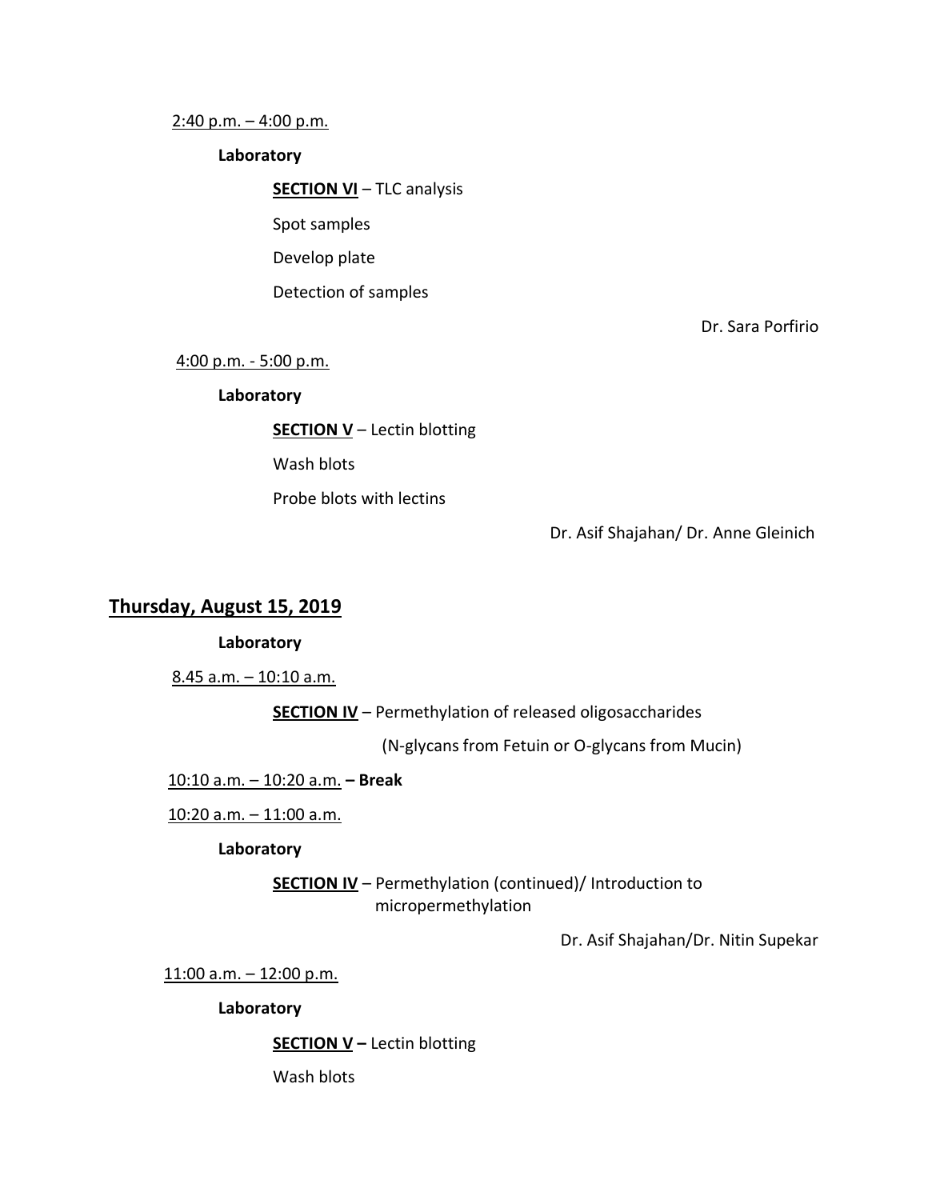2:40 p.m. – 4:00 p.m.

**Laboratory**

**SECTION VI** – TLC analysis

Spot samples

Develop plate

Detection of samples

Dr. Sara Porfirio

4:00 p.m. - 5:00 p.m.

**Laboratory**

**SECTION V** – Lectin blotting

Wash blots

Probe blots with lectins

Dr. Asif Shajahan/ Dr. Anne Gleinich

## Thursday, August 15, 2019

**Laboratory**

8.45 a.m. – 10:10 a.m.

**SECTION IV** – Permethylation of released oligosaccharides

(N-glycans from Fetuin or O-glycans from Mucin)

10:10 a.m. – 10:20 a.m. **– Break**

10:20 a.m. – 11:00 a.m.

**Laboratory**

**SECTION IV** – Permethylation (continued)/ Introduction to micropermethylation

Dr. Asif Shajahan/Dr. Nitin Supekar

11:00 a.m. – 12:00 p.m.

**Laboratory**

**SECTION V –** Lectin blotting

Wash blots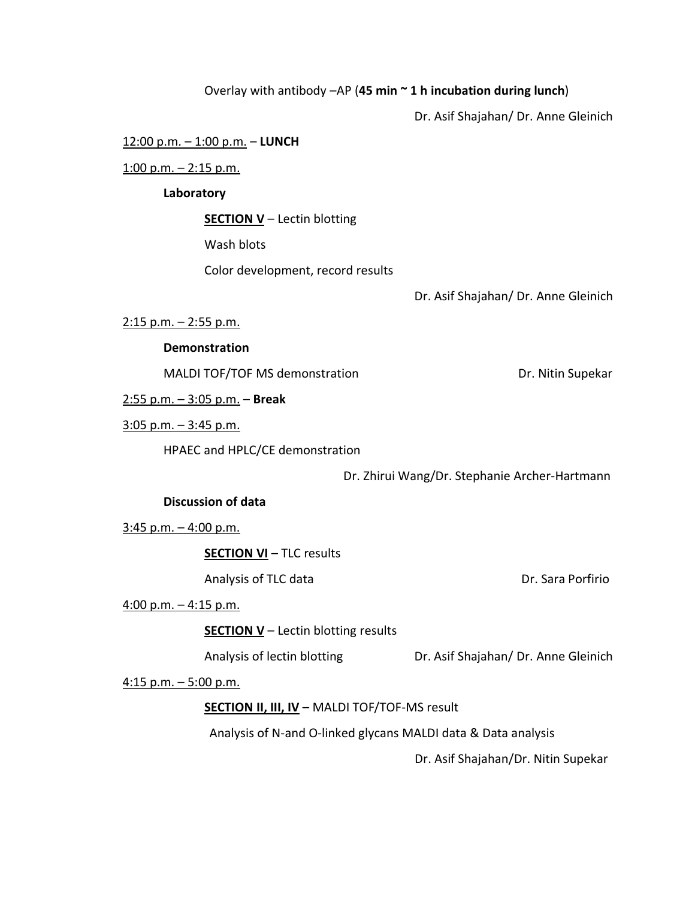Overlay with antibody –AP (**45 min ~ 1 h incubation during lunch**)

Dr. Asif Shajahan/ Dr. Anne Gleinich

12:00 p.m. – 1:00 p.m. – **LUNCH**

1:00 p.m. – 2:15 p.m.

**Laboratory**

**SECTION V** – Lectin blotting

Wash blots

Color development, record results

Dr. Asif Shajahan/ Dr. Anne Gleinich

2:15 p.m. – 2:55 p.m.

**Demonstration**

MALDI TOF/TOF MS demonstration — Dr. Nitin Supekar

2:55 p.m. – 3:05 p.m. – **Break**

3:05 p.m. – 3:45 p.m.

HPAEC and HPLC/CE demonstration

Dr. Zhirui Wang/Dr. Stephanie Archer-Hartmann

**Discussion of data**

3:45 p.m. – 4:00 p.m.

**SECTION VI** – TLC results

Analysis of TLC data — Dr. Sara Porfirio

4:00 p.m. – 4:15 p.m.

**SECTION V** – Lectin blotting results

Analysis of lectin blotting — Dr. Asif Shajahan/ Dr. Anne Gleinich

4:15 p.m. – 5:00 p.m.

**SECTION II, III, IV** – MALDI TOF/TOF-MS result

Analysis of N-and O-linked glycans MALDI data & Data analysis

Dr. Asif Shajahan/Dr. Nitin Supekar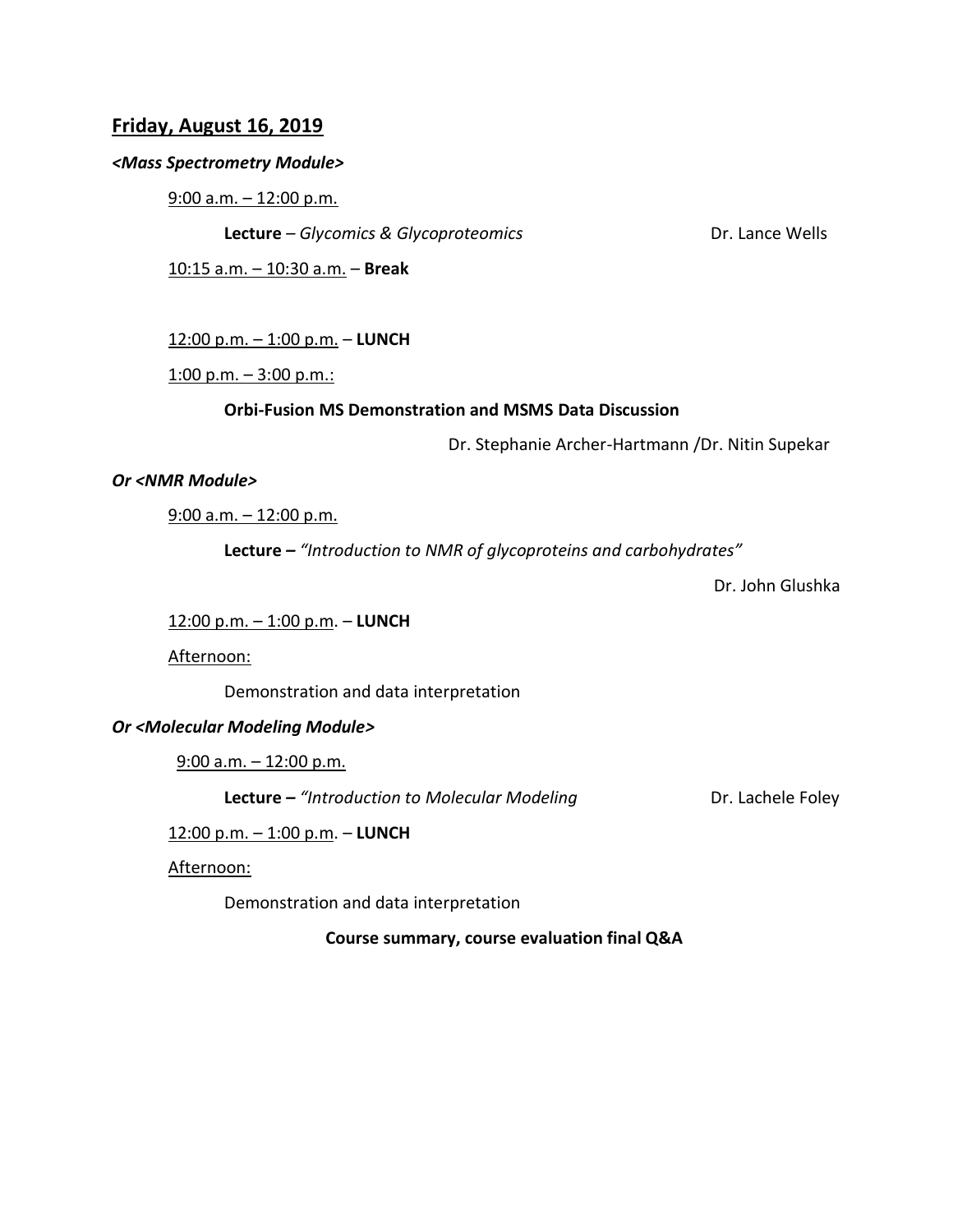## Friday, August 16, 2019

***<Mass Spectrometry Module>***

9:00 a.m. – 12:00 p.m.

**Lecture** – *Glycomics & Glycoproteomics* Dr. Lance Wells

10:15 a.m. – 10:30 a.m. – **Break**

12:00 p.m. – 1:00 p.m. – **LUNCH**

1:00 p.m. – 3:00 p.m.:

**Orbi-Fusion MS Demonstration and MSMS Data Discussion**

Dr. Stephanie Archer-Hartmann /Dr. Nitin Supekar

***Or <NMR Module>***

9:00 a.m. – 12:00 p.m.

**Lecture –** *"Introduction to NMR of glycoproteins and carbohydrates"*

Dr. John Glushka

12:00 p.m. – 1:00 p.m. – **LUNCH**

Afternoon:

Demonstration and data interpretation

***Or <Molecular Modeling Module>***

9:00 a.m. – 12:00 p.m.

**Lecture –** *"Introduction to Molecular Modeling* Dr. Lachele Foley

12:00 p.m. – 1:00 p.m. – **LUNCH**

Afternoon:

Demonstration and data interpretation

**Course summary, course evaluation final Q&A**